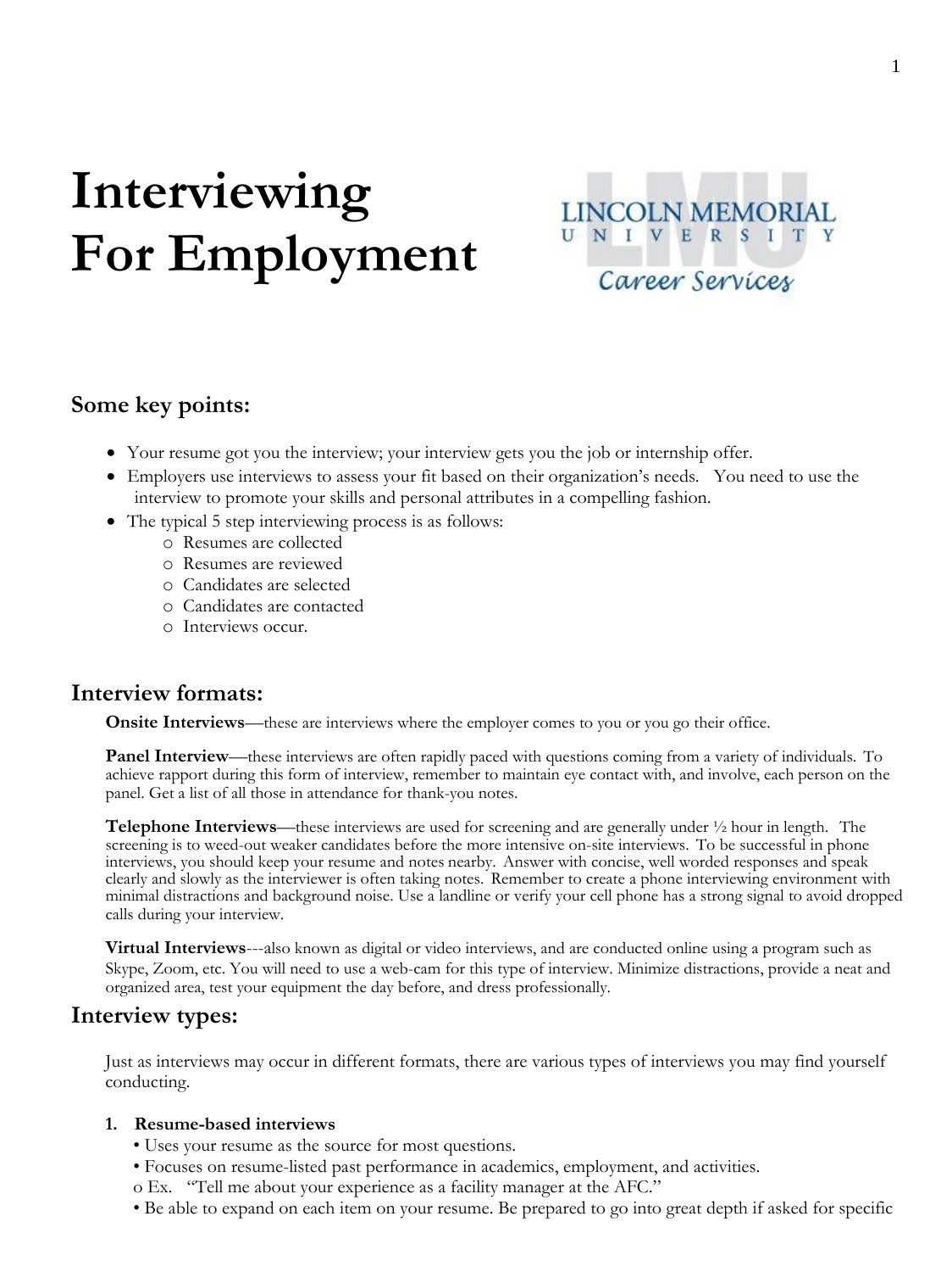# Interviewing For Employment

## Some key points:

- Your resume got you the interview; your interview gets you the job or internship offer.
- Employers use interviews to assess your fit based on their organization's needs. You need to use the interview to promote your skills and personal attributes in a compelling fashion.
- The typical 5 step interviewing process is as follows:
  - Resumes are collected
  - Resumes are reviewed
  - Candidates are selected
  - Candidates are contacted
  - Interviews occur.

## Interview formats:

**Onsite Interviews**—these are interviews where the employer comes to you or you go their office.

**Panel Interview**—these interviews are often rapidly paced with questions coming from a variety of individuals. To achieve rapport during this form of interview, remember to maintain eye contact with, and involve, each person on the panel. Get a list of all those in attendance for thank-you notes.

**Telephone Interviews**—these interviews are used for screening and are generally under ½ hour in length. The screening is to weed-out weaker candidates before the more intensive on-site interviews. To be successful in phone interviews, you should keep your resume and notes nearby. Answer with concise, well worded responses and speak clearly and slowly as the interviewer is often taking notes. Remember to create a phone interviewing environment with minimal distractions and background noise. Use a landline or verify your cell phone has a strong signal to avoid dropped calls during your interview.

**Virtual Interviews**---also known as digital or video interviews, and are conducted online using a program such as Skype, Zoom, etc. You will need to use a web-cam for this type of interview. Minimize distractions, provide a neat and organized area, test your equipment the day before, and dress professionally.

## Interview types:

Just as interviews may occur in different formats, there are various types of interviews you may find yourself conducting.

1. **Resume-based interviews**
   - Uses your resume as the source for most questions.
   - Focuses on resume-listed past performance in academics, employment, and activities.
     - Ex. "Tell me about your experience as a facility manager at the AFC."
   - Be able to expand on each item on your resume. Be prepared to go into great depth if asked for specific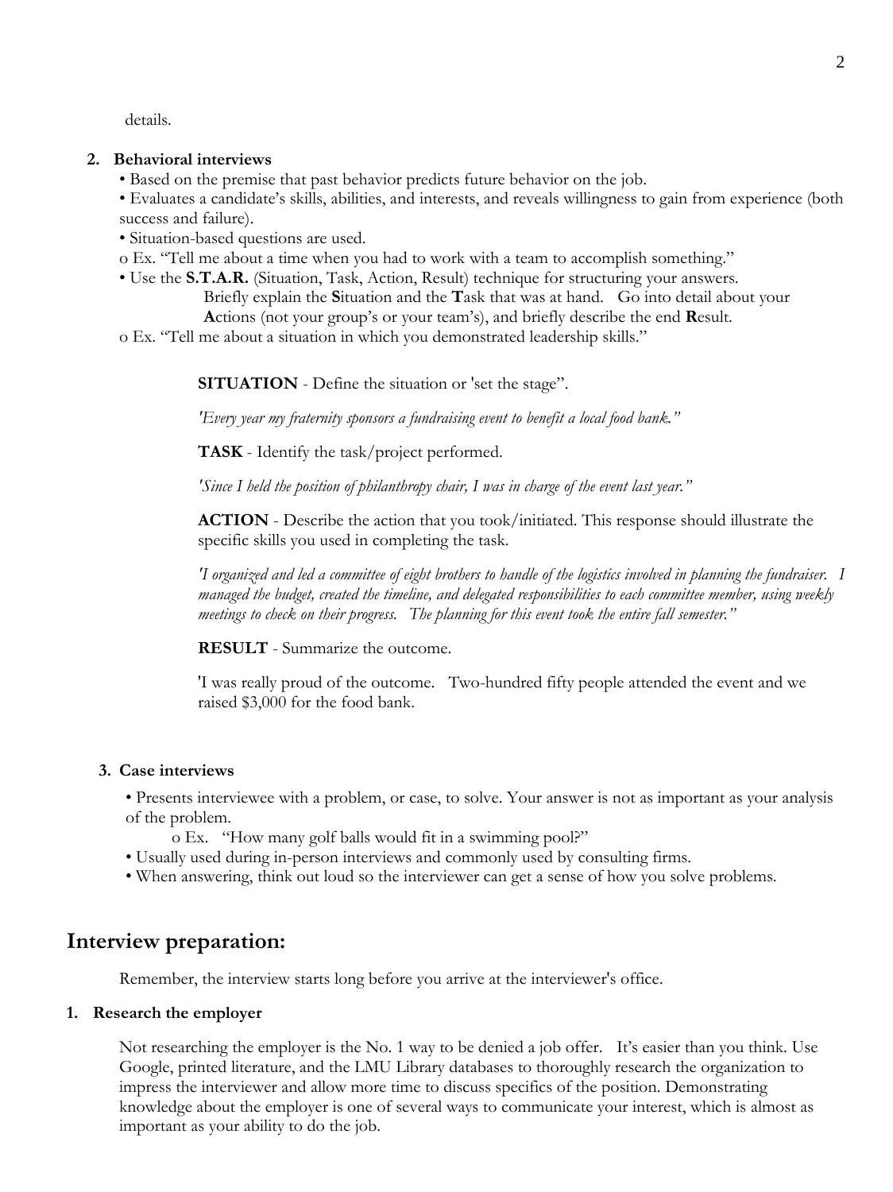details.

2. **Behavioral interviews**
   - Based on the premise that past behavior predicts future behavior on the job.
   - Evaluates a candidate's skills, abilities, and interests, and reveals willingness to gain from experience (both success and failure).
   - Situation-based questions are used.
     - Ex. "Tell me about a time when you had to work with a team to accomplish something."
   - Use the **S.T.A.R.** (Situation, Task, Action, Result) technique for structuring your answers. Briefly explain the **S**ituation and the **T**ask that was at hand. Go into detail about your **A**ctions (not your group's or your team's), and briefly describe the end **R**esult.
     - Ex. "Tell me about a situation in which you demonstrated leadership skills."

   **SITUATION** - Define the situation or 'set the stage".

   *'Every year my fraternity sponsors a fundraising event to benefit a local food bank."*

   **TASK** - Identify the task/project performed.

   *'Since I held the position of philanthropy chair, I was in charge of the event last year."*

   **ACTION** - Describe the action that you took/initiated. This response should illustrate the specific skills you used in completing the task.

   *'I organized and led a committee of eight brothers to handle of the logistics involved in planning the fundraiser. I managed the budget, created the timeline, and delegated responsibilities to each committee member, using weekly meetings to check on their progress. The planning for this event took the entire fall semester."*

   **RESULT** - Summarize the outcome.

   'I was really proud of the outcome. Two-hundred fifty people attended the event and we raised $3,000 for the food bank.

3. **Case interviews**
   - Presents interviewee with a problem, or case, to solve. Your answer is not as important as your analysis of the problem.
     - Ex. "How many golf balls would fit in a swimming pool?"
   - Usually used during in-person interviews and commonly used by consulting firms.
   - When answering, think out loud so the interviewer can get a sense of how you solve problems.

## Interview preparation:

Remember, the interview starts long before you arrive at the interviewer's office.

1. **Research the employer**

   Not researching the employer is the No. 1 way to be denied a job offer. It's easier than you think. Use Google, printed literature, and the LMU Library databases to thoroughly research the organization to impress the interviewer and allow more time to discuss specifics of the position. Demonstrating knowledge about the employer is one of several ways to communicate your interest, which is almost as important as your ability to do the job.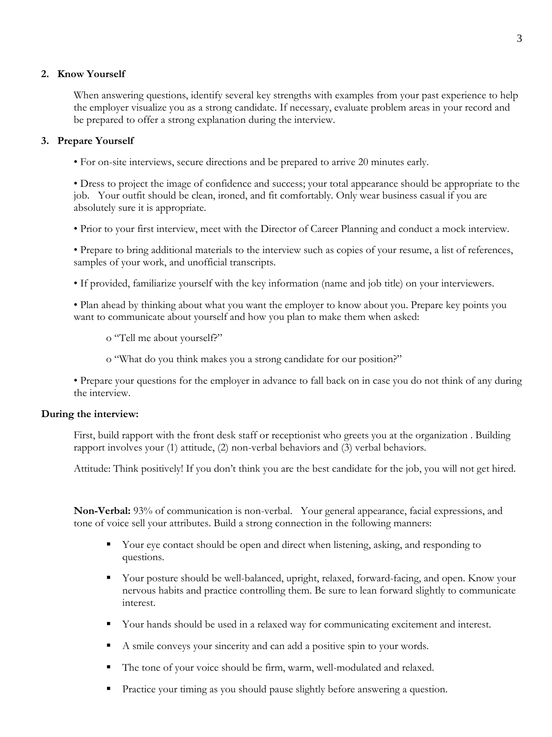2. **Know Yourself**

   When answering questions, identify several key strengths with examples from your past experience to help the employer visualize you as a strong candidate. If necessary, evaluate problem areas in your record and be prepared to offer a strong explanation during the interview.

3. **Prepare Yourself**

   • For on-site interviews, secure directions and be prepared to arrive 20 minutes early.

   • Dress to project the image of confidence and success; your total appearance should be appropriate to the job. Your outfit should be clean, ironed, and fit comfortably. Only wear business casual if you are absolutely sure it is appropriate.

   • Prior to your first interview, meet with the Director of Career Planning and conduct a mock interview.

   • Prepare to bring additional materials to the interview such as copies of your resume, a list of references, samples of your work, and unofficial transcripts.

   • If provided, familiarize yourself with the key information (name and job title) on your interviewers.

   • Plan ahead by thinking about what you want the employer to know about you. Prepare key points you want to communicate about yourself and how you plan to make them when asked:

   o "Tell me about yourself?"

   o "What do you think makes you a strong candidate for our position?"

   • Prepare your questions for the employer in advance to fall back on in case you do not think of any during the interview.

**During the interview:**

First, build rapport with the front desk staff or receptionist who greets you at the organization . Building rapport involves your (1) attitude, (2) non-verbal behaviors and (3) verbal behaviors.

Attitude: Think positively! If you don't think you are the best candidate for the job, you will not get hired.

**Non-Verbal:** 93% of communication is non-verbal. Your general appearance, facial expressions, and tone of voice sell your attributes. Build a strong connection in the following manners:

- Your eye contact should be open and direct when listening, asking, and responding to questions.
- Your posture should be well-balanced, upright, relaxed, forward-facing, and open. Know your nervous habits and practice controlling them. Be sure to lean forward slightly to communicate interest.
- Your hands should be used in a relaxed way for communicating excitement and interest.
- A smile conveys your sincerity and can add a positive spin to your words.
- The tone of your voice should be firm, warm, well-modulated and relaxed.
- Practice your timing as you should pause slightly before answering a question.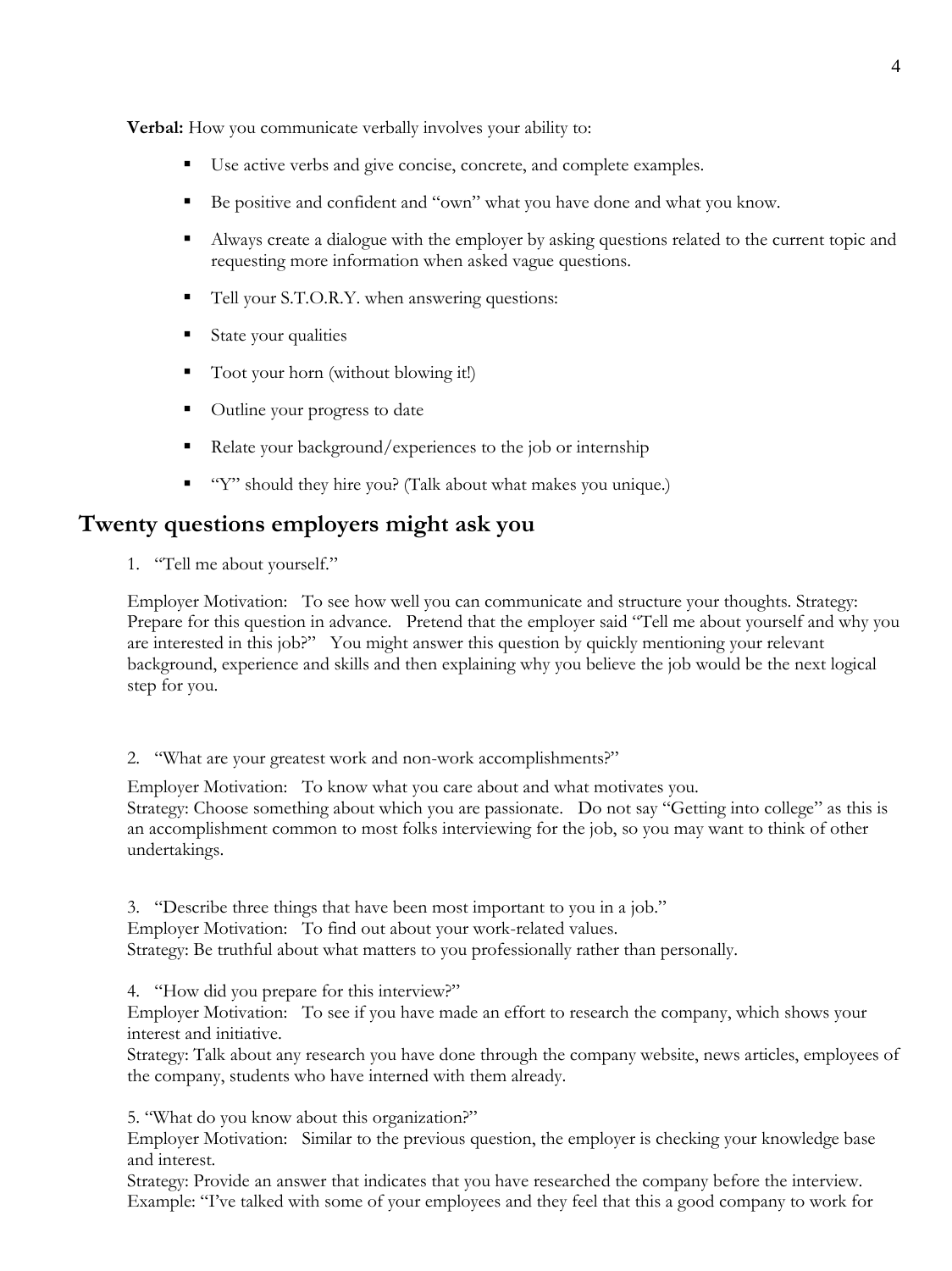**Verbal:** How you communicate verbally involves your ability to:

- Use active verbs and give concise, concrete, and complete examples.
- Be positive and confident and "own" what you have done and what you know.
- Always create a dialogue with the employer by asking questions related to the current topic and requesting more information when asked vague questions.
- Tell your S.T.O.R.Y. when answering questions:
- State your qualities
- Toot your horn (without blowing it!)
- Outline your progress to date
- Relate your background/experiences to the job or internship
- "Y" should they hire you? (Talk about what makes you unique.)

## Twenty questions employers might ask you

1. "Tell me about yourself."

Employer Motivation: To see how well you can communicate and structure your thoughts. Strategy: Prepare for this question in advance. Pretend that the employer said "Tell me about yourself and why you are interested in this job?" You might answer this question by quickly mentioning your relevant background, experience and skills and then explaining why you believe the job would be the next logical step for you.

2. "What are your greatest work and non-work accomplishments?"

Employer Motivation: To know what you care about and what motivates you.
Strategy: Choose something about which you are passionate. Do not say "Getting into college" as this is an accomplishment common to most folks interviewing for the job, so you may want to think of other undertakings.

3. "Describe three things that have been most important to you in a job."
Employer Motivation: To find out about your work-related values.
Strategy: Be truthful about what matters to you professionally rather than personally.

4. "How did you prepare for this interview?"
Employer Motivation: To see if you have made an effort to research the company, which shows your interest and initiative.
Strategy: Talk about any research you have done through the company website, news articles, employees of the company, students who have interned with them already.

5. "What do you know about this organization?"
Employer Motivation: Similar to the previous question, the employer is checking your knowledge base and interest.
Strategy: Provide an answer that indicates that you have researched the company before the interview. Example: "I've talked with some of your employees and they feel that this a good company to work for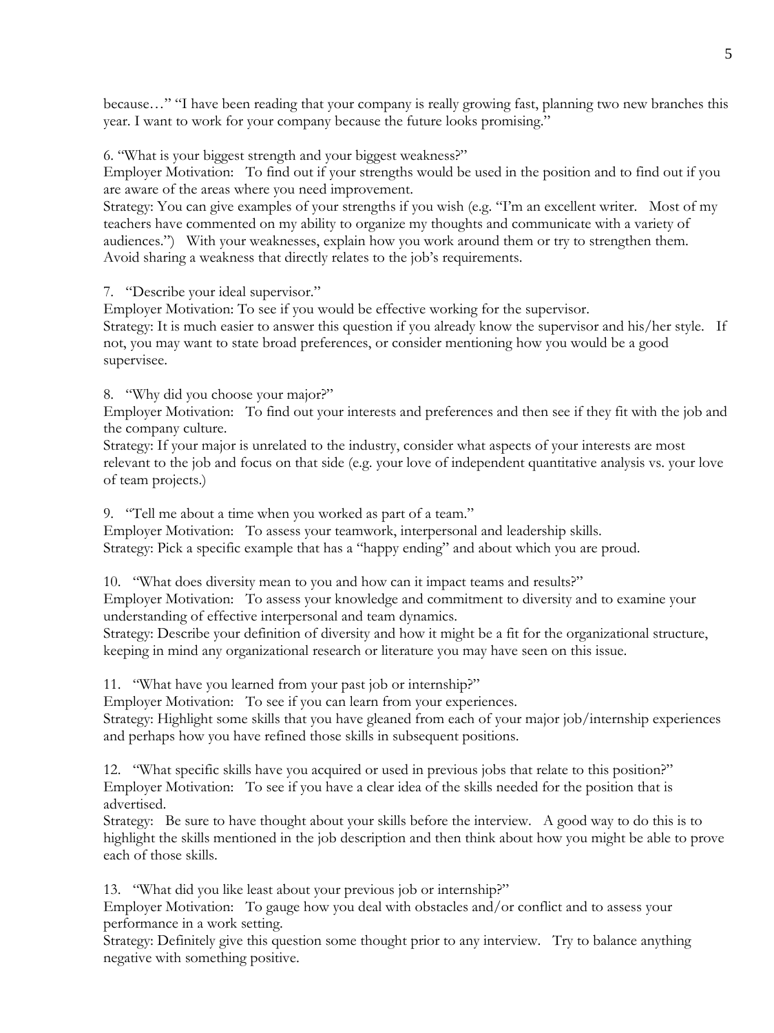because…" "I have been reading that your company is really growing fast, planning two new branches this year. I want to work for your company because the future looks promising."

6. "What is your biggest strength and your biggest weakness?"
Employer Motivation: To find out if your strengths would be used in the position and to find out if you are aware of the areas where you need improvement.
Strategy: You can give examples of your strengths if you wish (e.g. "I'm an excellent writer. Most of my teachers have commented on my ability to organize my thoughts and communicate with a variety of audiences.") With your weaknesses, explain how you work around them or try to strengthen them. Avoid sharing a weakness that directly relates to the job's requirements.

7. "Describe your ideal supervisor."
Employer Motivation: To see if you would be effective working for the supervisor.
Strategy: It is much easier to answer this question if you already know the supervisor and his/her style. If not, you may want to state broad preferences, or consider mentioning how you would be a good supervisee.

8. "Why did you choose your major?"
Employer Motivation: To find out your interests and preferences and then see if they fit with the job and the company culture.
Strategy: If your major is unrelated to the industry, consider what aspects of your interests are most relevant to the job and focus on that side (e.g. your love of independent quantitative analysis vs. your love of team projects.)

9. "Tell me about a time when you worked as part of a team."
Employer Motivation: To assess your teamwork, interpersonal and leadership skills.
Strategy: Pick a specific example that has a "happy ending" and about which you are proud.

10. "What does diversity mean to you and how can it impact teams and results?"
Employer Motivation: To assess your knowledge and commitment to diversity and to examine your understanding of effective interpersonal and team dynamics.
Strategy: Describe your definition of diversity and how it might be a fit for the organizational structure, keeping in mind any organizational research or literature you may have seen on this issue.

11. "What have you learned from your past job or internship?"
Employer Motivation: To see if you can learn from your experiences.
Strategy: Highlight some skills that you have gleaned from each of your major job/internship experiences and perhaps how you have refined those skills in subsequent positions.

12. "What specific skills have you acquired or used in previous jobs that relate to this position?"
Employer Motivation: To see if you have a clear idea of the skills needed for the position that is advertised.
Strategy: Be sure to have thought about your skills before the interview. A good way to do this is to highlight the skills mentioned in the job description and then think about how you might be able to prove each of those skills.

13. "What did you like least about your previous job or internship?"
Employer Motivation: To gauge how you deal with obstacles and/or conflict and to assess your performance in a work setting.
Strategy: Definitely give this question some thought prior to any interview. Try to balance anything negative with something positive.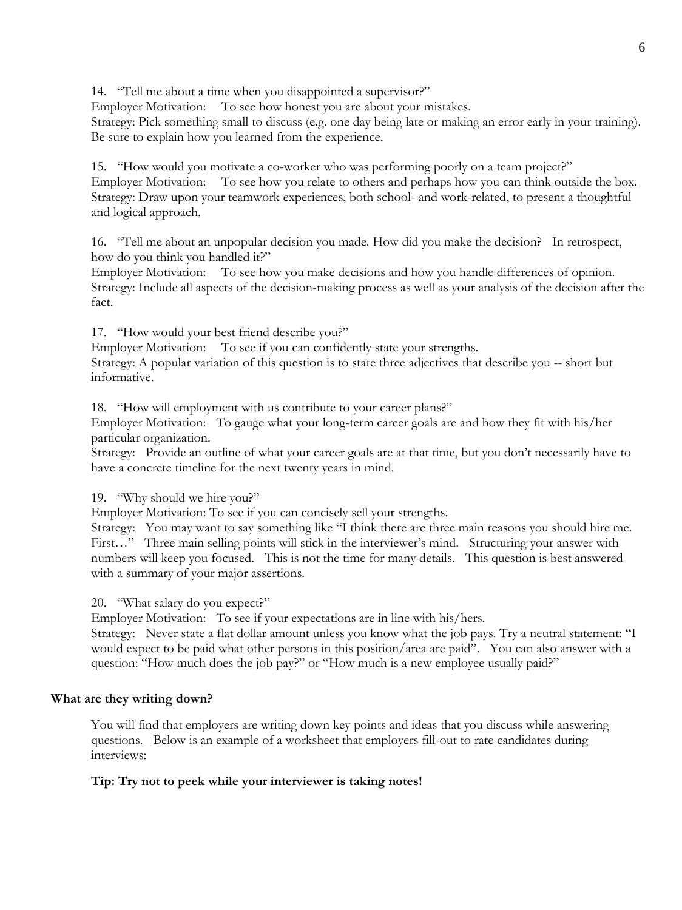14. "Tell me about a time when you disappointed a supervisor?"
Employer Motivation: To see how honest you are about your mistakes.
Strategy: Pick something small to discuss (e.g. one day being late or making an error early in your training). Be sure to explain how you learned from the experience.

15. "How would you motivate a co-worker who was performing poorly on a team project?"
Employer Motivation: To see how you relate to others and perhaps how you can think outside the box.
Strategy: Draw upon your teamwork experiences, both school- and work-related, to present a thoughtful and logical approach.

16. "Tell me about an unpopular decision you made. How did you make the decision? In retrospect, how do you think you handled it?"
Employer Motivation: To see how you make decisions and how you handle differences of opinion.
Strategy: Include all aspects of the decision-making process as well as your analysis of the decision after the fact.

17. "How would your best friend describe you?"
Employer Motivation: To see if you can confidently state your strengths.
Strategy: A popular variation of this question is to state three adjectives that describe you -- short but informative.

18. "How will employment with us contribute to your career plans?"
Employer Motivation: To gauge what your long-term career goals are and how they fit with his/her particular organization.
Strategy: Provide an outline of what your career goals are at that time, but you don't necessarily have to have a concrete timeline for the next twenty years in mind.

19. "Why should we hire you?"
Employer Motivation: To see if you can concisely sell your strengths.
Strategy: You may want to say something like "I think there are three main reasons you should hire me. First…" Three main selling points will stick in the interviewer's mind. Structuring your answer with numbers will keep you focused. This is not the time for many details. This question is best answered with a summary of your major assertions.

20. "What salary do you expect?"
Employer Motivation: To see if your expectations are in line with his/hers.
Strategy: Never state a flat dollar amount unless you know what the job pays. Try a neutral statement: "I would expect to be paid what other persons in this position/area are paid". You can also answer with a question: "How much does the job pay?" or "How much is a new employee usually paid?"

**What are they writing down?**

You will find that employers are writing down key points and ideas that you discuss while answering questions. Below is an example of a worksheet that employers fill-out to rate candidates during interviews:

**Tip: Try not to peek while your interviewer is taking notes!**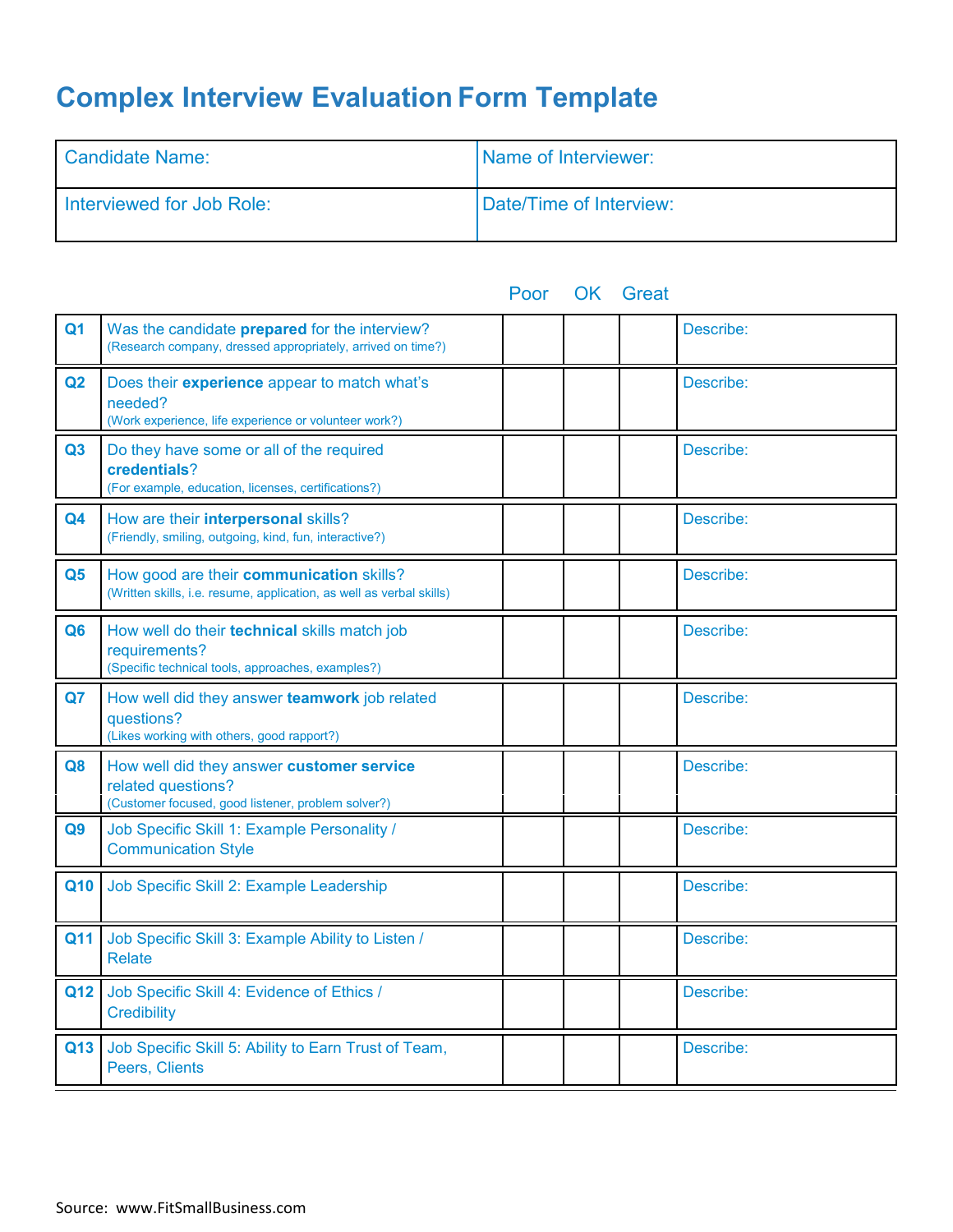# Complex Interview Evaluation Form Template

| Candidate Name: | Name of Interviewer: |
|---|---|
| Interviewed for Job Role: | Date/Time of Interview: |

| | | Poor | OK | Great | |
|---|---|---|---|---|---|
| **Q1** | Was the candidate **prepared** for the interview? (Research company, dressed appropriately, arrived on time?) | | | | Describe: |
| **Q2** | Does their **experience** appear to match what's needed? (Work experience, life experience or volunteer work?) | | | | Describe: |
| **Q3** | Do they have some or all of the required **credentials**? (For example, education, licenses, certifications?) | | | | Describe: |
| **Q4** | How are their **interpersonal** skills? (Friendly, smiling, outgoing, kind, fun, interactive?) | | | | Describe: |
| **Q5** | How good are their **communication** skills? (Written skills, i.e. resume, application, as well as verbal skills) | | | | Describe: |
| **Q6** | How well do their **technical** skills match job requirements? (Specific technical tools, approaches, examples?) | | | | Describe: |
| **Q7** | How well did they answer **teamwork** job related questions? (Likes working with others, good rapport?) | | | | Describe: |
| **Q8** | How well did they answer **customer service** related questions? (Customer focused, good listener, problem solver?) | | | | Describe: |
| **Q9** | Job Specific Skill 1: Example Personality / Communication Style | | | | Describe: |
| **Q10** | Job Specific Skill 2: Example Leadership | | | | Describe: |
| **Q11** | Job Specific Skill 3: Example Ability to Listen / Relate | | | | Describe: |
| **Q12** | Job Specific Skill 4: Evidence of Ethics / Credibility | | | | Describe: |
| **Q13** | Job Specific Skill 5: Ability to Earn Trust of Team, Peers, Clients | | | | Describe: |

Source: www.FitSmallBusiness.com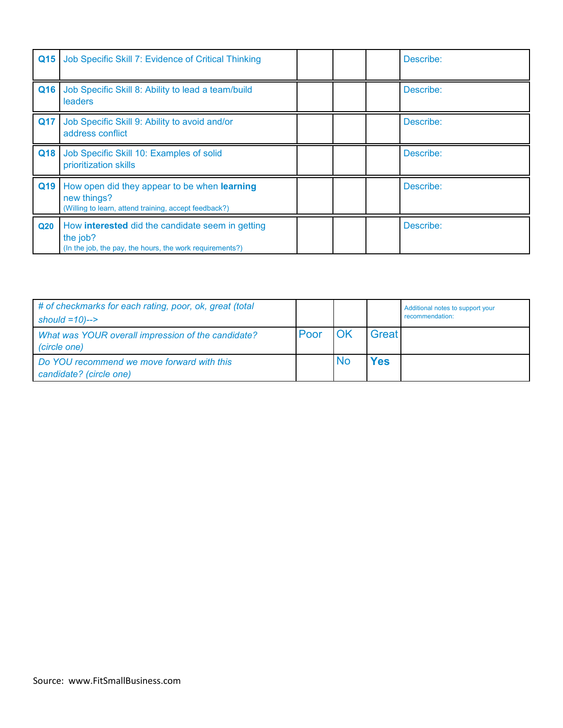| | | | | | |
|---|---|---|---|---|---|
| **Q15** | Job Specific Skill 7: Evidence of Critical Thinking | | | | Describe: |
| **Q16** | Job Specific Skill 8: Ability to lead a team/build leaders | | | | Describe: |
| **Q17** | Job Specific Skill 9: Ability to avoid and/or address conflict | | | | Describe: |
| **Q18** | Job Specific Skill 10: Examples of solid prioritization skills | | | | Describe: |
| **Q19** | How open did they appear to be when **learning** new things? (Willing to learn, attend training, accept feedback?) | | | | Describe: |
| **Q20** | How **interested** did the candidate seem in getting the job? (In the job, the pay, the hours, the work requirements?) | | | | Describe: |

| | | | | |
|---|---|---|---|---|
| *# of checkmarks for each rating, poor, ok, great (total should =10)-->* | | | | Additional notes to support your recommendation: |
| *What was YOUR overall impression of the candidate? (circle one)* | Poor | OK | Great | |
| *Do YOU recommend we move forward with this candidate? (circle one)* | | No | **Yes** | |

Source: www.FitSmallBusiness.com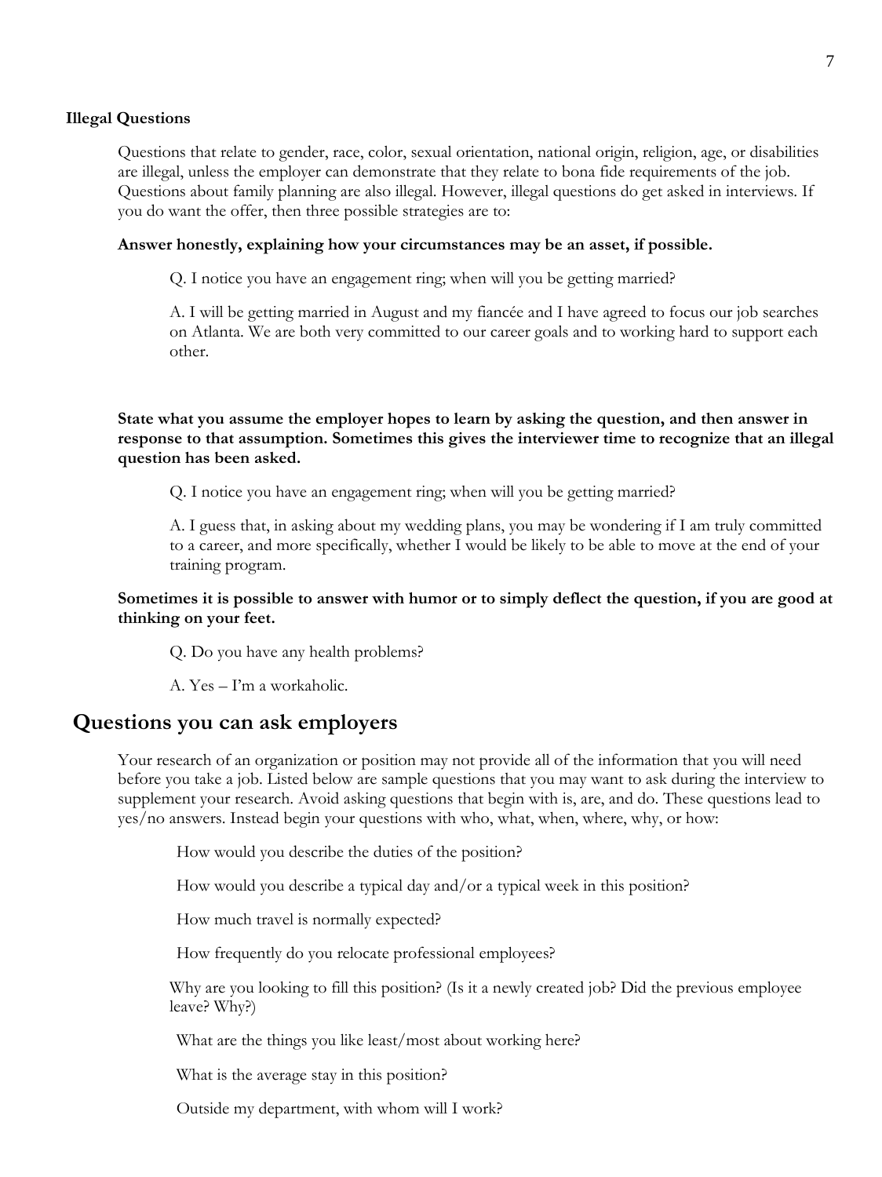### Illegal Questions

Questions that relate to gender, race, color, sexual orientation, national origin, religion, age, or disabilities are illegal, unless the employer can demonstrate that they relate to bona fide requirements of the job. Questions about family planning are also illegal. However, illegal questions do get asked in interviews. If you do want the offer, then three possible strategies are to:

**Answer honestly, explaining how your circumstances may be an asset, if possible.**

Q. I notice you have an engagement ring; when will you be getting married?

A. I will be getting married in August and my fiancée and I have agreed to focus our job searches on Atlanta. We are both very committed to our career goals and to working hard to support each other.

**State what you assume the employer hopes to learn by asking the question, and then answer in response to that assumption. Sometimes this gives the interviewer time to recognize that an illegal question has been asked.**

Q. I notice you have an engagement ring; when will you be getting married?

A. I guess that, in asking about my wedding plans, you may be wondering if I am truly committed to a career, and more specifically, whether I would be likely to be able to move at the end of your training program.

**Sometimes it is possible to answer with humor or to simply deflect the question, if you are good at thinking on your feet.**

Q. Do you have any health problems?

A. Yes – I'm a workaholic.

## Questions you can ask employers

Your research of an organization or position may not provide all of the information that you will need before you take a job. Listed below are sample questions that you may want to ask during the interview to supplement your research. Avoid asking questions that begin with is, are, and do. These questions lead to yes/no answers. Instead begin your questions with who, what, when, where, why, or how:

How would you describe the duties of the position?

How would you describe a typical day and/or a typical week in this position?

How much travel is normally expected?

How frequently do you relocate professional employees?

Why are you looking to fill this position? (Is it a newly created job? Did the previous employee leave? Why?)

What are the things you like least/most about working here?

What is the average stay in this position?

Outside my department, with whom will I work?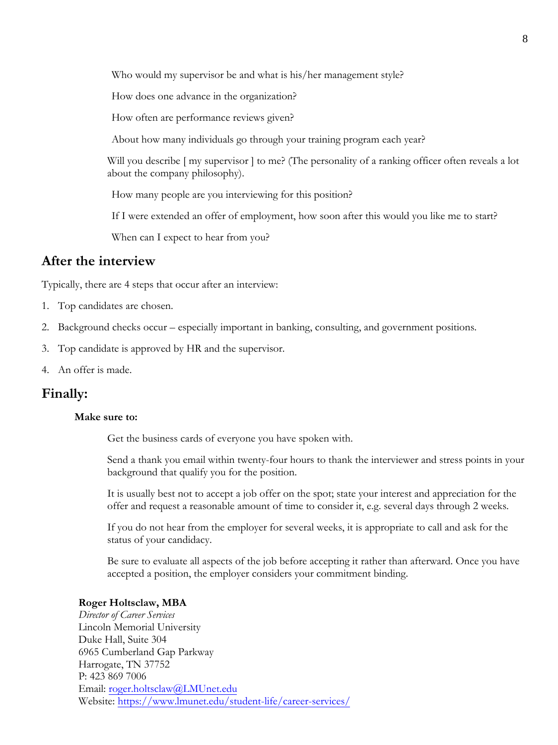Who would my supervisor be and what is his/her management style?

How does one advance in the organization?

How often are performance reviews given?

About how many individuals go through your training program each year?

Will you describe [ my supervisor ] to me? (The personality of a ranking officer often reveals a lot about the company philosophy).

How many people are you interviewing for this position?

If I were extended an offer of employment, how soon after this would you like me to start?

When can I expect to hear from you?

## After the interview

Typically, there are 4 steps that occur after an interview:

1. Top candidates are chosen.
2. Background checks occur – especially important in banking, consulting, and government positions.
3. Top candidate is approved by HR and the supervisor.
4. An offer is made.

## Finally:

**Make sure to:**

Get the business cards of everyone you have spoken with.

Send a thank you email within twenty-four hours to thank the interviewer and stress points in your background that qualify you for the position.

It is usually best not to accept a job offer on the spot; state your interest and appreciation for the offer and request a reasonable amount of time to consider it, e.g. several days through 2 weeks.

If you do not hear from the employer for several weeks, it is appropriate to call and ask for the status of your candidacy.

Be sure to evaluate all aspects of the job before accepting it rather than afterward. Once you have accepted a position, the employer considers your commitment binding.

**Roger Holtsclaw, MBA**
*Director of Career Services*
Lincoln Memorial University
Duke Hall, Suite 304
6965 Cumberland Gap Parkway
Harrogate, TN 37752
P: 423 869 7006
Email: roger.holtsclaw@LMUnet.edu
Website: https://www.lmunet.edu/student-life/career-services/